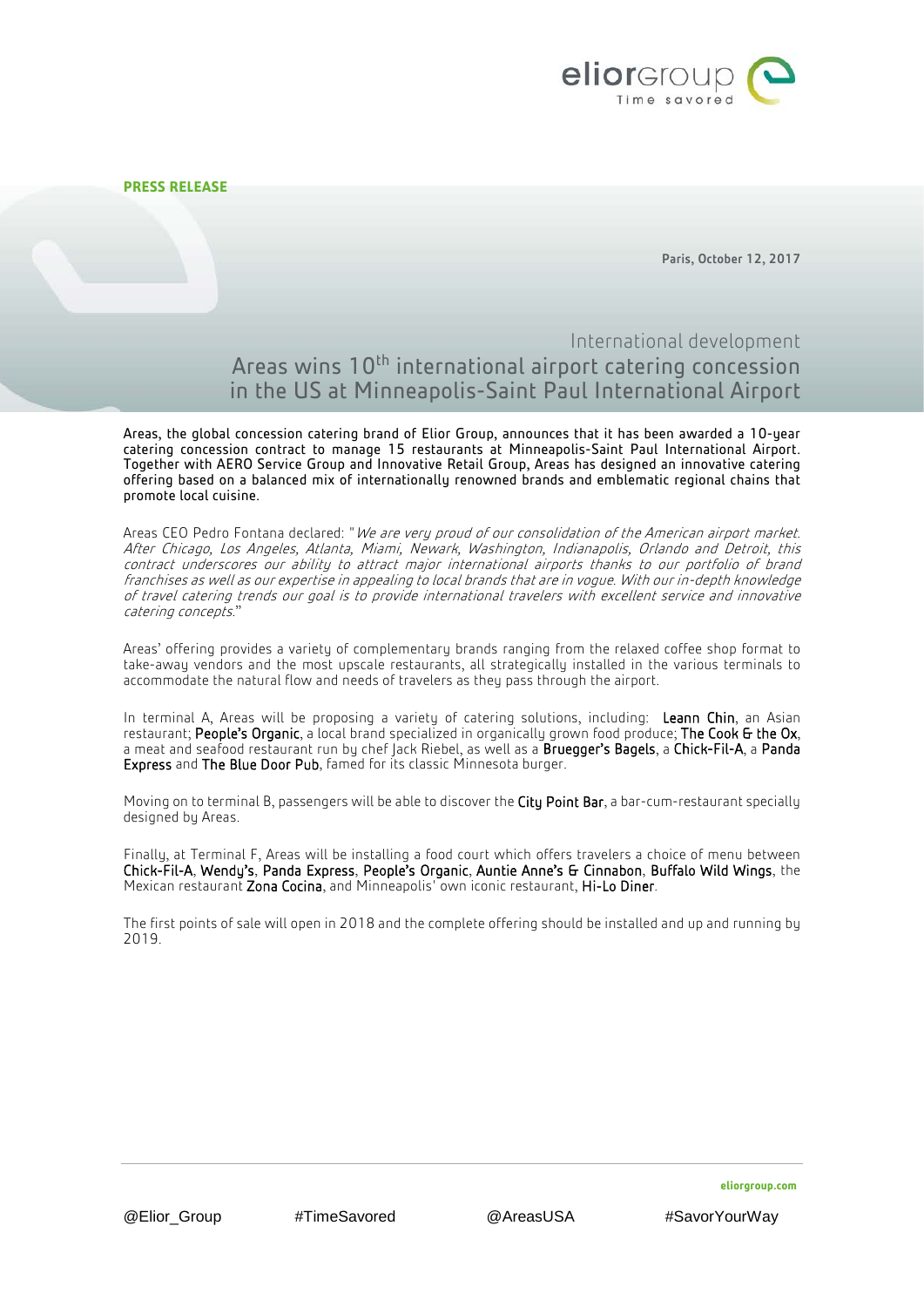**PRESS RELEASE**

**Paris, October 12, 2017**

International development

# Areas wins 10th international airport catering concession in the US at Minneapolis-Saint Paul International Airport

Areas, the global concession catering brand of Elior Group, announces that it has been awarded a 10-year catering concession contract to manage 15 restaurants at Minneapolis-Saint Paul International Airport. Together with AERO Service Group and Innovative Retail Group, Areas has designed an innovative catering offering based on a balanced mix of internationally renowned brands and emblematic regional chains that promote local cuisine.

Areas CEO Pedro Fontana declared: "*We are very proud of our consolidation of the American airport market. After Chicago, Los Angeles, Atlanta, Miami, Newark, Washington, Indianapolis, Orlando and Detroit, this contract underscores our ability to attract major international airports thanks to our portfolio of brand franchises as well as our expertise in appealing to local brands that are in vogue. With our in-depth knowledge of travel catering trends our goal is to provide international travelers with excellent service and innovative catering concepts*."

Areas' offering provides a variety of complementary brands ranging from the relaxed coffee shop format to take-away vendors and the most upscale restaurants, all strategically installed in the various terminals to accommodate the natural flow and needs of travelers as they pass through the airport.

In terminal A, Areas will be proposing a variety of catering solutions, including: **Leann Chin**, an Asian restaurant; **People's Organic**, a local brand specialized in organically grown food produce; **The Cook & the Ox**, a meat and seafood restaurant run by chef Jack Riebel, as well as a **Bruegger's Bagels**, a **Chick-Fil-A**, a **Panda Express** and **The Blue Door Pub**, famed for its classic Minnesota burger.

Moving on to terminal B, passengers will be able to discover the **City Point Bar**, a bar-cum-restaurant specially designed by Areas.

Finally, at Terminal F, Areas will be installing a food court which offers travelers a choice of menu between **Chick-Fil-A**, **Wendy's**, **Panda Express**, **People's Organic**, **Auntie Anne's & Cinnabon**, **Buffalo Wild Wings**, the Mexican restaurant **Zona Cocina**, and Minneapolis' own iconic restaurant, **Hi-Lo Diner**.

The first points of sale will open in 2018 and the complete offering should be installed and up and running by 2019.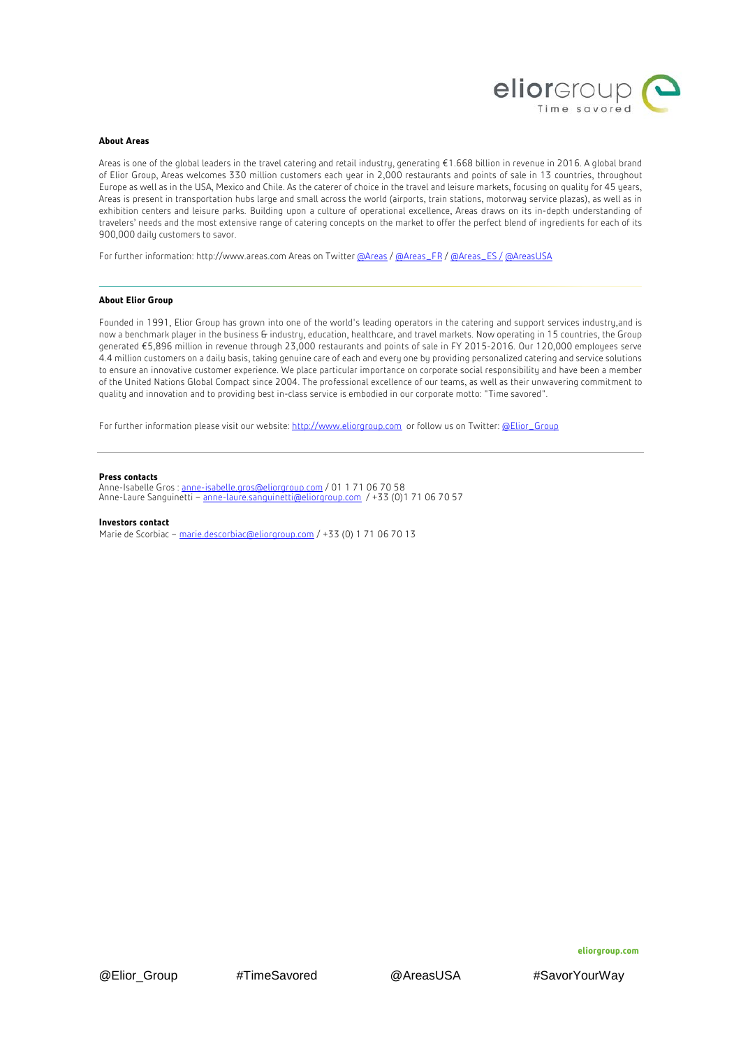**About Areas**

Areas is one of the global leaders in the travel catering and retail industry, generating €1.668 billion in revenue in 2016. A global brand of Elior Group, Areas welcomes 330 million customers each year in 2,000 restaurants and points of sale in 13 countries, throughout Europe as well as in the USA, Mexico and Chile. As the caterer of choice in the travel and leisure markets, focusing on quality for 45 years, Areas is present in transportation hubs large and small across the world (airports, train stations, motorway service plazas), as well as in exhibition centers and leisure parks. Building upon a culture of operational excellence, Areas draws on its in-depth understanding of travelers' needs and the most extensive range of catering concepts on the market to offer the perfect blend of ingredients for each of its 900,000 daily customers to savor.

For further information: http://www.areas.com Areas on Twitter @Areas / @Areas_FR / @Areas_ES / @AreasUSA

---

**About Elior Group**

Founded in 1991, Elior Group has grown into one of the world's leading operators in the catering and support services industry,and is now a benchmark player in the business & industry, education, healthcare, and travel markets. Now operating in 15 countries, the Group generated €5,896 million in revenue through 23,000 restaurants and points of sale in FY 2015-2016. Our 120,000 employees serve 4.4 million customers on a daily basis, taking genuine care of each and every one by providing personalized catering and service solutions to ensure an innovative customer experience. We place particular importance on corporate social responsibility and have been a member of the United Nations Global Compact since 2004. The professional excellence of our teams, as well as their unwavering commitment to quality and innovation and to providing best in-class service is embodied in our corporate motto: "Time savored".

For further information please visit our website: http://www.eliorgroup.com or follow us on Twitter: @Elior_Group

---

**Press contacts**
Anne-Isabelle Gros : anne-isabelle.gros@eliorgroup.com / 01 1 71 06 70 58
Anne-Laure Sanguinetti – anne-laure.sanguinetti@eliorgroup.com / +33 (0)1 71 06 70 57

**Investors contact**
Marie de Scorbiac – marie.descorbiac@eliorgroup.com / +33 (0) 1 71 06 70 13

eliorgroup.com

@Elior_Group #TimeSavored @AreasUSA #SavorYourWay